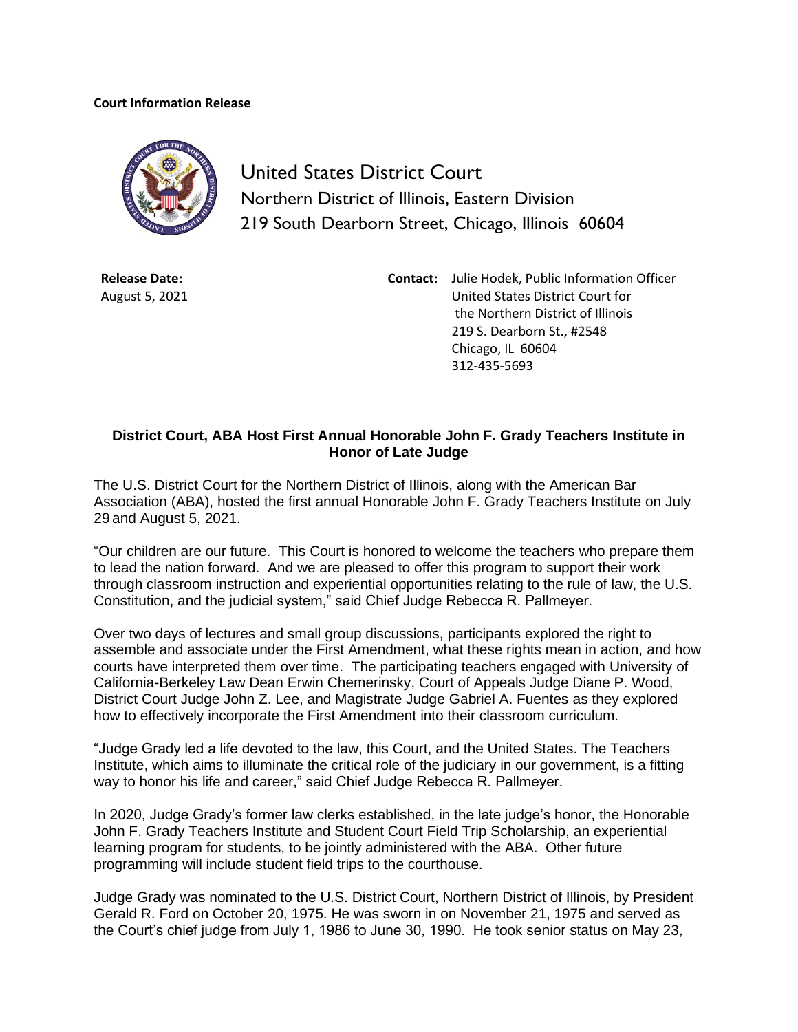**Court Information Release**

United States District Court
Northern District of Illinois, Eastern Division
219 South Dearborn Street, Chicago, Illinois 60604

**Release Date:**
August 5, 2021

**Contact:** Julie Hodek, Public Information Officer
United States District Court for
the Northern District of Illinois
219 S. Dearborn St., #2548
Chicago, IL 60604
312-435-5693

**District Court, ABA Host First Annual Honorable John F. Grady Teachers Institute in Honor of Late Judge**

The U.S. District Court for the Northern District of Illinois, along with the American Bar Association (ABA), hosted the first annual Honorable John F. Grady Teachers Institute on July 29 and August 5, 2021.

"Our children are our future. This Court is honored to welcome the teachers who prepare them to lead the nation forward. And we are pleased to offer this program to support their work through classroom instruction and experiential opportunities relating to the rule of law, the U.S. Constitution, and the judicial system," said Chief Judge Rebecca R. Pallmeyer.

Over two days of lectures and small group discussions, participants explored the right to assemble and associate under the First Amendment, what these rights mean in action, and how courts have interpreted them over time. The participating teachers engaged with University of California-Berkeley Law Dean Erwin Chemerinsky, Court of Appeals Judge Diane P. Wood, District Court Judge John Z. Lee, and Magistrate Judge Gabriel A. Fuentes as they explored how to effectively incorporate the First Amendment into their classroom curriculum.

"Judge Grady led a life devoted to the law, this Court, and the United States. The Teachers Institute, which aims to illuminate the critical role of the judiciary in our government, is a fitting way to honor his life and career," said Chief Judge Rebecca R. Pallmeyer.

In 2020, Judge Grady's former law clerks established, in the late judge's honor, the Honorable John F. Grady Teachers Institute and Student Court Field Trip Scholarship, an experiential learning program for students, to be jointly administered with the ABA. Other future programming will include student field trips to the courthouse.

Judge Grady was nominated to the U.S. District Court, Northern District of Illinois, by President Gerald R. Ford on October 20, 1975. He was sworn in on November 21, 1975 and served as the Court's chief judge from July 1, 1986 to June 30, 1990. He took senior status on May 23,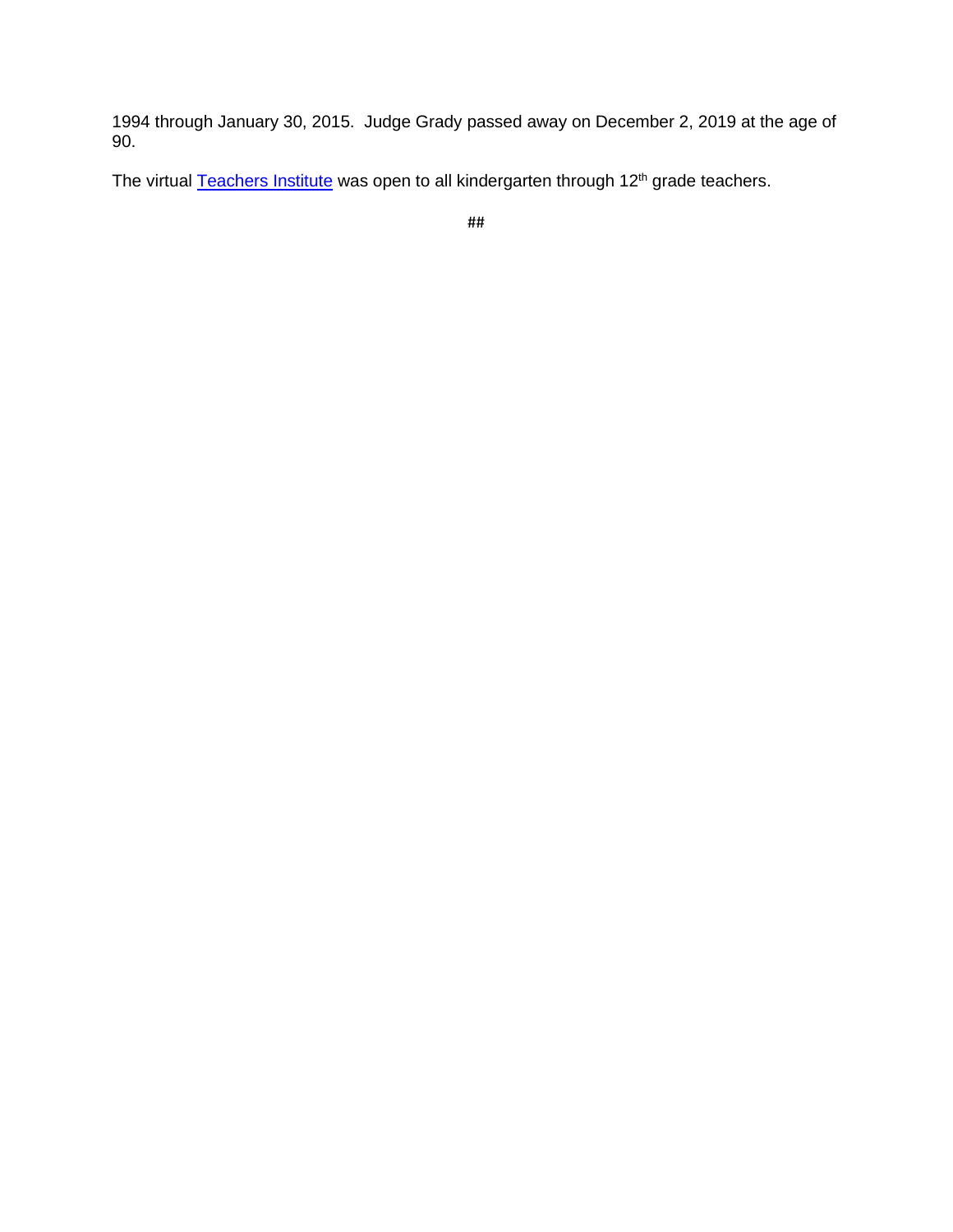1994 through January 30, 2015. Judge Grady passed away on December 2, 2019 at the age of 90.

The virtual Teachers Institute was open to all kindergarten through 12th grade teachers.

##